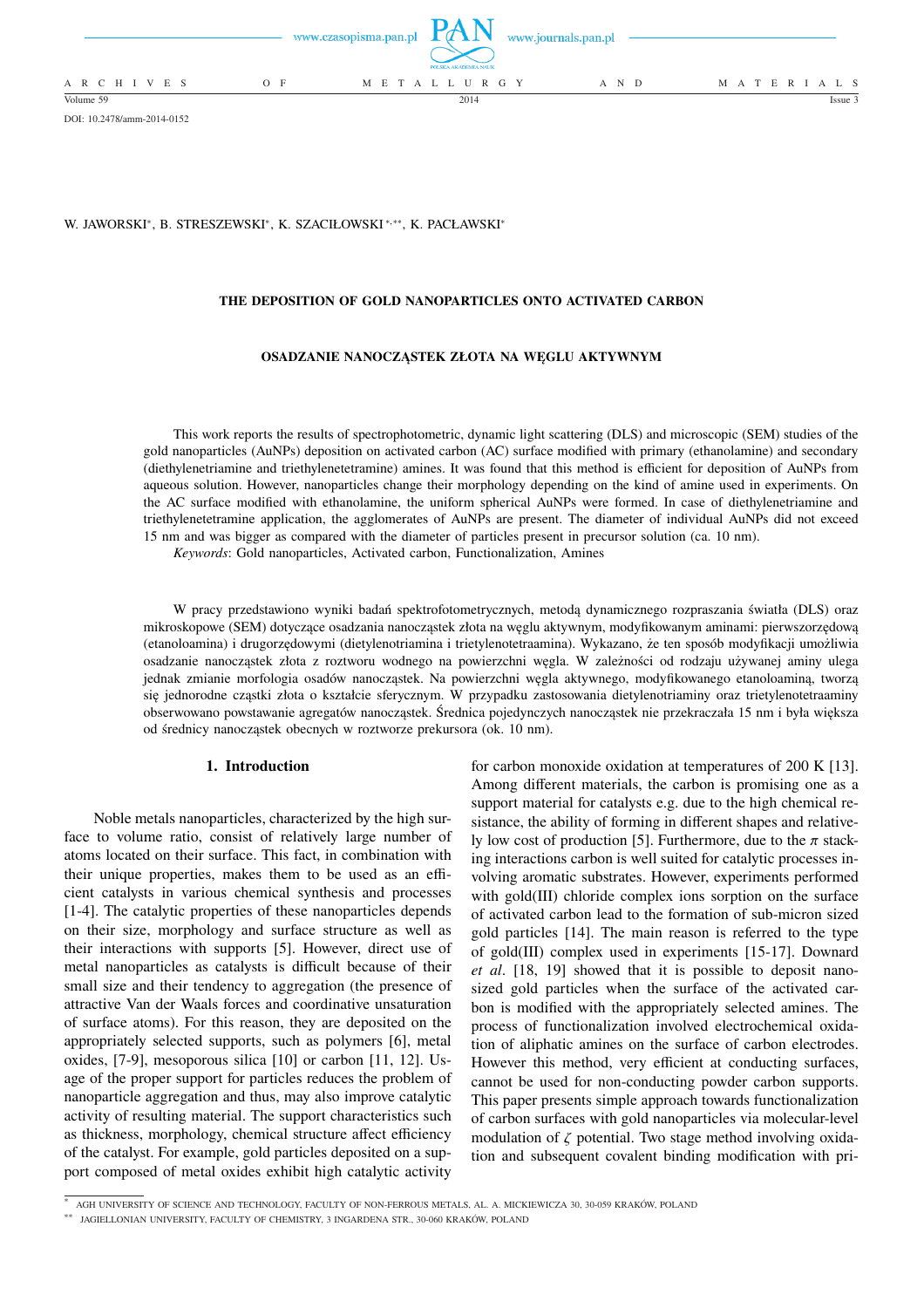DOI: 10.2478/amm-2014-0152

W. JAWORSKI*, B. STRESZEWSKI*, K. SZACIŁOWSKI*,**, K. PACŁAWSKI*

# THE DEPOSITION OF GOLD NANOPARTICLES ONTO ACTIVATED CARBON

# OSADZANIE NANOCZĄSTEK ZŁOTA NA WĘGLU AKTYWNYM

This work reports the results of spectrophotometric, dynamic light scattering (DLS) and microscopic (SEM) studies of the gold nanoparticles (AuNPs) deposition on activated carbon (AC) surface modified with primary (ethanolamine) and secondary (diethylenetriamine and triethylenetetramine) amines. It was found that this method is efficient for deposition of AuNPs from aqueous solution. However, nanoparticles change their morphology depending on the kind of amine used in experiments. On the AC surface modified with ethanolamine, the uniform spherical AuNPs were formed. In case of diethylenetriamine and triethylenetetramine application, the agglomerates of AuNPs are present. The diameter of individual AuNPs did not exceed 15 nm and was bigger as compared with the diameter of particles present in precursor solution (ca. 10 nm).

*Keywords*: Gold nanoparticles, Activated carbon, Functionalization, Amines

W pracy przedstawiono wyniki badań spektrofotometrycznych, metodą dynamicznego rozpraszania światła (DLS) oraz mikroskopowe (SEM) dotyczące osadzania nanocząstek złota na węglu aktywnym, modyfikowanym aminami: pierwszorzędową (etanoloamina) i drugorzędowymi (dietylenotriamina i trietylenotetraamina). Wykazano, że ten sposób modyfikacji umożliwia osadzanie nanocząstek złota z roztworu wodnego na powierzchni węgla. W zależności od rodzaju używanej aminy ulega jednak zmianie morfologia osadów nanocząstek. Na powierzchni węgla aktywnego, modyfikowanego etanoloaminą, tworzą się jednorodne cząstki złota o kształcie sferycznym. W przypadku zastosowania dietylenotriaminy oraz trietylenotetraaminy obserwowano powstawanie agregatów nanocząstek. Średnica pojedynczych nanocząstek nie przekraczała 15 nm i była większa od średnicy nanocząstek obecnych w roztworze prekursora (ok. 10 nm).

## 1. Introduction

Noble metals nanoparticles, characterized by the high surface to volume ratio, consist of relatively large number of atoms located on their surface. This fact, in combination with their unique properties, makes them to be used as an efficient catalysts in various chemical synthesis and processes [1-4]. The catalytic properties of these nanoparticles depends on their size, morphology and surface structure as well as their interactions with supports [5]. However, direct use of metal nanoparticles as catalysts is difficult because of their small size and their tendency to aggregation (the presence of attractive Van der Waals forces and coordinative unsaturation of surface atoms). For this reason, they are deposited on the appropriately selected supports, such as polymers [6], metal oxides, [7-9], mesoporous silica [10] or carbon [11, 12]. Usage of the proper support for particles reduces the problem of nanoparticle aggregation and thus, may also improve catalytic activity of resulting material. The support characteristics such as thickness, morphology, chemical structure affect efficiency of the catalyst. For example, gold particles deposited on a support composed of metal oxides exhibit high catalytic activity for carbon monoxide oxidation at temperatures of 200 K [13]. Among different materials, the carbon is promising one as a support material for catalysts e.g. due to the high chemical resistance, the ability of forming in different shapes and relatively low cost of production [5]. Furthermore, due to the $\pi$ stacking interactions carbon is well suited for catalytic processes involving aromatic substrates. However, experiments performed with gold(III) chloride complex ions sorption on the surface of activated carbon lead to the formation of sub-micron sized gold particles [14]. The main reason is referred to the type of gold(III) complex used in experiments [15-17]. Downard *et al*. [18, 19] showed that it is possible to deposit nano-sized gold particles when the surface of the activated carbon is modified with the appropriately selected amines. The process of functionalization involved electrochemical oxidation of aliphatic amines on the surface of carbon electrodes. However this method, very efficient at conducting surfaces, cannot be used for non-conducting powder carbon supports. This paper presents simple approach towards functionalization of carbon surfaces with gold nanoparticles via molecular-level modulation of $\zeta$ potential. Two stage method involving oxidation and subsequent covalent binding modification with pri-

---

* AGH UNIVERSITY OF SCIENCE AND TECHNOLOGY, FACULTY OF NON-FERROUS METALS, AL. A. MICKIEWICZA 30, 30-059 KRAKÓW, POLAND

** JAGIELLONIAN UNIVERSITY, FACULTY OF CHEMISTRY, 3 INGARDENA STR., 30-060 KRAKÓW, POLAND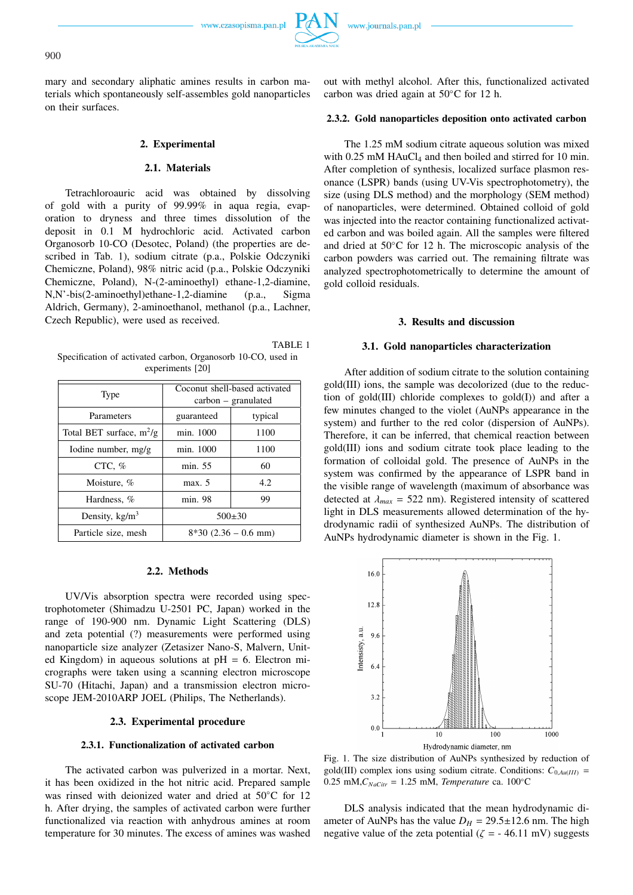mary and secondary aliphatic amines results in carbon materials which spontaneously self-assembles gold nanoparticles on their surfaces.

## 2. Experimental

### 2.1. Materials

Tetrachloroauric acid was obtained by dissolving of gold with a purity of 99.99% in aqua regia, evaporation to dryness and three times dissolution of the deposit in 0.1 M hydrochloric acid. Activated carbon Organosorb 10-CO (Desotec, Poland) (the properties are described in Tab. 1), sodium citrate (p.a., Polskie Odczynniki Chemiczne, Poland), 98% nitric acid (p.a., Polskie Odczyniki Chemiczne, Poland), N-(2-aminoethyl) ethane-1,2-diamine, N,N'-bis(2-aminoethyl)ethane-1,2-diamine (p.a., Sigma Aldrich, Germany), 2-aminoethanol, methanol (p.a., Lachner, Czech Republic), were used as received.

TABLE 1

Specification of activated carbon, Organosorb 10-CO, used in experiments [20]

| Type | Coconut shell-based activated carbon – granulated | |
|---|---|---|
| Parameters | guaranteed | typical |
| Total BET surface, $m^2/g$ | min. 1000 | 1100 |
| Iodine number, mg/g | min. 1000 | 1100 |
| CTC, % | min. 55 | 60 |
| Moisture, % | max. 5 | 4.2 |
| Hardness, % | min. 98 | 99 |
| Density, $kg/m^3$ | 500±30 | |
| Particle size, mesh | 8*30 (2.36 – 0.6 mm) | |

### 2.2. Methods

UV/Vis absorption spectra were recorded using spectrophotometer (Shimadzu U-2501 PC, Japan) worked in the range of 190-900 nm. Dynamic Light Scattering (DLS) and zeta potential (?) measurements were performed using nanoparticle size analyzer (Zetasizer Nano-S, Malvern, United Kingdom) in aqueous solutions at pH = 6. Electron micrographs were taken using a scanning electron microscope SU-70 (Hitachi, Japan) and a transmission electron microscope JEM-2010ARP JOEL (Philips, The Netherlands).

### 2.3. Experimental procedure

#### 2.3.1. Functionalization of activated carbon

The activated carbon was pulverized in a mortar. Next, it has been oxidized in the hot nitric acid. Prepared sample was rinsed with deionized water and dried at 50°C for 12 h. After drying, the samples of activated carbon were further functionalized via reaction with anhydrous amines at room temperature for 30 minutes. The excess of amines was washed out with methyl alcohol. After this, functionalized activated carbon was dried again at 50°C for 12 h.

#### 2.3.2. Gold nanoparticles deposition onto activated carbon

The 1.25 mM sodium citrate aqueous solution was mixed with 0.25 mM $HAuCl_4$ and then boiled and stirred for 10 min. After completion of synthesis, localized surface plasmon resonance (LSPR) bands (using UV-Vis spectrophotometry), the size (using DLS method) and the morphology (SEM method) of nanoparticles, were determined. Obtained colloid of gold was injected into the reactor containing functionalized activated carbon and was boiled again. All the samples were filtered and dried at 50°C for 12 h. The microscopic analysis of the carbon powders was carried out. The remaining filtrate was analyzed spectrophotometrically to determine the amount of gold colloid residuals.

## 3. Results and discussion

### 3.1. Gold nanoparticles characterization

After addition of sodium citrate to the solution containing gold(III) ions, the sample was decolorized (due to the reduction of gold(III) chloride complexes to gold(I)) and after a few minutes changed to the violet (AuNPs appearance in the system) and further to the red color (dispersion of AuNPs). Therefore, it can be inferred, that chemical reaction between gold(III) ions and sodium citrate took place leading to the formation of colloidal gold. The presence of AuNPs in the system was confirmed by the appearance of LSPR band in the visible range of wavelength (maximum of absorbance was detected at $\lambda_{max}$ = 522 nm). Registered intensity of scattered light in DLS measurements allowed determination of the hydrodynamic radii of synthesized AuNPs. The distribution of AuNPs hydrodynamic diameter is shown in the Fig. 1.

Fig. 1. The size distribution of AuNPs synthesized by reduction of gold(III) complex ions using sodium citrate. Conditions: $C_{0,Au(III)}$ = 0.25 mM, $C_{NaCitr}$ = 1.25 mM, *Temperature* ca. 100°C

DLS analysis indicated that the mean hydrodynamic diameter of AuNPs has the value $D_H$ = 29.5±12.6 nm. The high negative value of the zeta potential ($\zeta$ = - 46.11 mV) suggests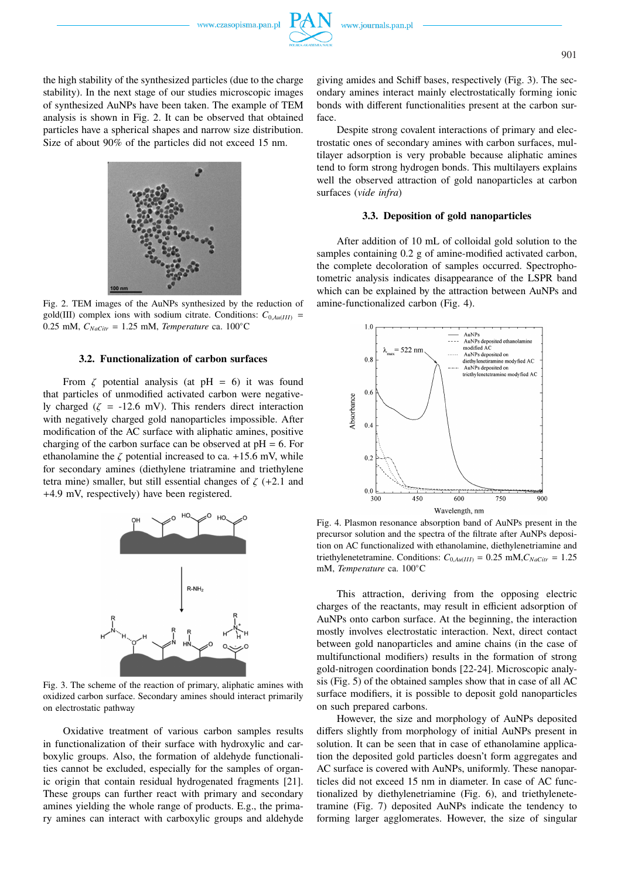the high stability of the synthesized particles (due to the charge stability). In the next stage of our studies microscopic images of synthesized AuNPs have been taken. The example of TEM analysis is shown in Fig. 2. It can be observed that obtained particles have a spherical shapes and narrow size distribution. Size of about 90% of the particles did not exceed 15 nm.

Fig. 2. TEM images of the AuNPs synthesized by the reduction of gold(III) complex ions with sodium citrate. Conditions: $C_{0,Au(III)}$ = 0.25 mM, $C_{NaCitr}$ = 1.25 mM, *Temperature* ca. 100°C

### 3.2. Functionalization of carbon surfaces

From $\zeta$ potential analysis (at pH = 6) it was found that particles of unmodified activated carbon were negatively charged ($\zeta$ = -12.6 mV). This renders direct interaction with negatively charged gold nanoparticles impossible. After modification of the AC surface with aliphatic amines, positive charging of the carbon surface can be observed at pH = 6. For ethanolamine the $\zeta$ potential increased to ca. +15.6 mV, while for secondary amines (diethylene triatramine and triethylene tetra mine) smaller, but still essential changes of $\zeta$ (+2.1 and +4.9 mV, respectively) have been registered.

Fig. 3. The scheme of the reaction of primary, aliphatic amines with oxidized carbon surface. Secondary amines should interact primarily on electrostatic pathway

Oxidative treatment of various carbon samples results in functionalization of their surface with hydroxylic and carboxylic groups. Also, the formation of aldehyde functionalities cannot be excluded, especially for the samples of organic origin that contain residual hydrogenated fragments [21]. These groups can further react with primary and secondary amines yielding the whole range of products. E.g., the primary amines can interact with carboxylic groups and aldehyde giving amides and Schiff bases, respectively (Fig. 3). The secondary amines interact mainly electrostatically forming ionic bonds with different functionalities present at the carbon surface.

Despite strong covalent interactions of primary and electrostatic ones of secondary amines with carbon surfaces, multilayer adsorption is very probable because aliphatic amines tend to form strong hydrogen bonds. This multilayers explains well the observed attraction of gold nanoparticles at carbon surfaces (*vide infra*)

### 3.3. Deposition of gold nanoparticles

After addition of 10 mL of colloidal gold solution to the samples containing 0.2 g of amine-modified activated carbon, the complete decoloration of samples occurred. Spectrophotometric analysis indicates disappearance of the LSPR band which can be explained by the attraction between AuNPs and amine-functionalized carbon (Fig. 4).

Fig. 4. Plasmon resonance absorption band of AuNPs present in the precursor solution and the spectra of the filtrate after AuNPs deposition on AC functionalized with ethanolamine, diethylenetriamine and triethylenetetramine. Conditions: $C_{0,Au(III)}$ = 0.25 mM, $C_{NaCitr}$ = 1.25 mM, *Temperature* ca. 100°C

This attraction, deriving from the opposing electric charges of the reactants, may result in efficient adsorption of AuNPs onto carbon surface. At the beginning, the interaction mostly involves electrostatic interaction. Next, direct contact between gold nanoparticles and amine chains (in the case of multifunctional modifiers) results in the formation of strong gold-nitrogen coordination bonds [22-24]. Microscopic analysis (Fig. 5) of the obtained samples show that in case of all AC surface modifiers, it is possible to deposit gold nanoparticles on such prepared carbons.

However, the size and morphology of AuNPs deposited differs slightly from morphology of initial AuNPs present in solution. It can be seen that in case of ethanolamine application the deposited gold particles doesn't form aggregates and AC surface is covered with AuNPs, uniformly. These nanoparticles did not exceed 15 nm in diameter. In case of AC functionalized by diethylenetriamine (Fig. 6), and triethylenetetramine (Fig. 7) deposited AuNPs indicate the tendency to forming larger agglomerates. However, the size of singular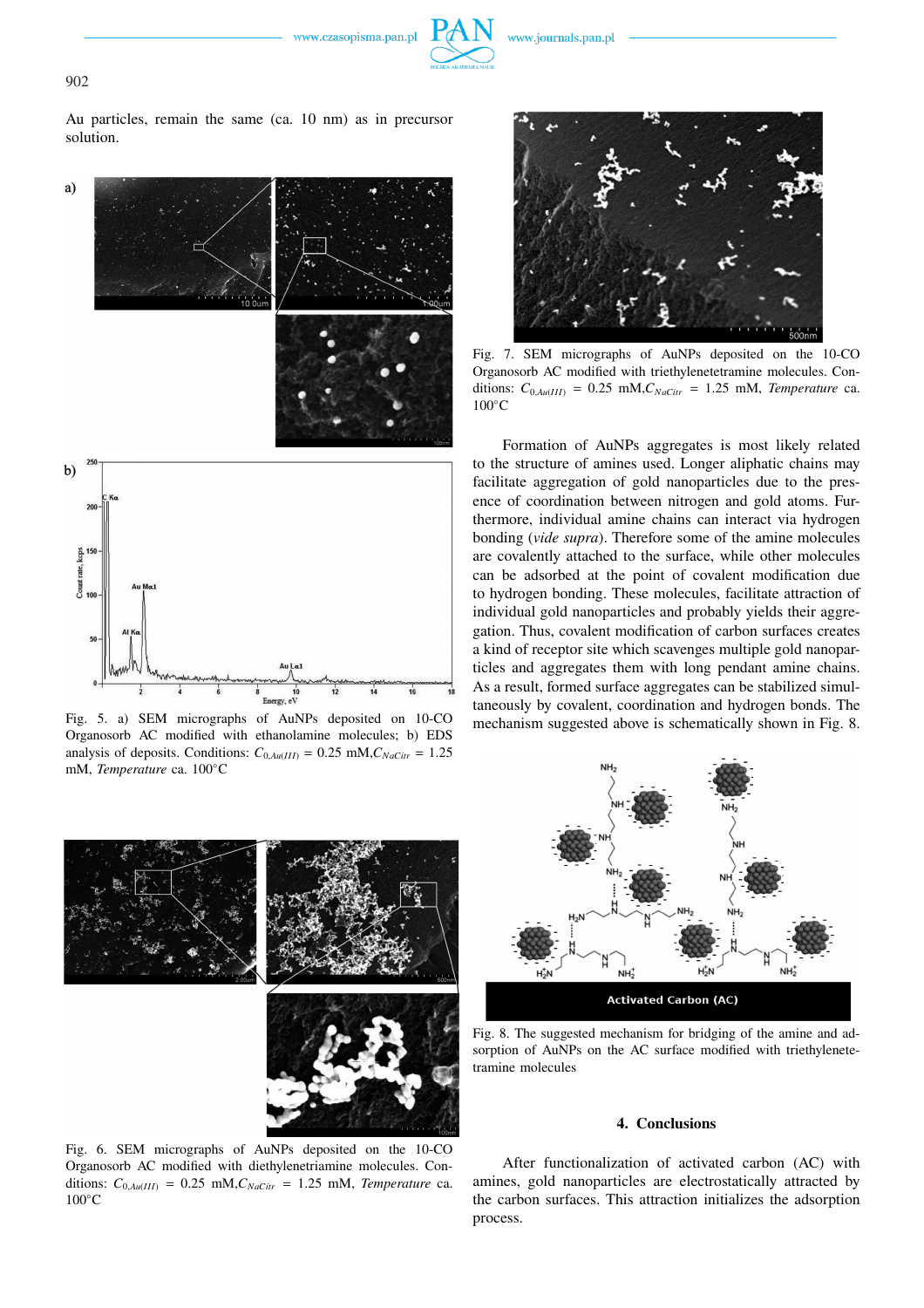Au particles, remain the same (ca. 10 nm) as in precursor solution.

Fig. 5. a) SEM micrographs of AuNPs deposited on 10-CO Organosorb AC modified with ethanolamine molecules; b) EDS analysis of deposits. Conditions: $C_{0,Au(III)}$ = 0.25 mM, $C_{NaCitr}$ = 1.25 mM, *Temperature* ca. 100°C

Fig. 6. SEM micrographs of AuNPs deposited on the 10-CO Organosorb AC modified with diethylenetriamine molecules. Conditions: $C_{0,Au(III)}$ = 0.25 mM, $C_{NaCitr}$ = 1.25 mM, *Temperature* ca. 100°C

Fig. 7. SEM micrographs of AuNPs deposited on the 10-CO Organosorb AC modified with triethylenetetramine molecules. Conditions: $C_{0,Au(III)}$ = 0.25 mM, $C_{NaCitr}$ = 1.25 mM, *Temperature* ca. 100°C

Formation of AuNPs aggregates is most likely related to the structure of amines used. Longer aliphatic chains may facilitate aggregation of gold nanoparticles due to the presence of coordination between nitrogen and gold atoms. Furthermore, individual amine chains can interact via hydrogen bonding (*vide supra*). Therefore some of the amine molecules are covalently attached to the surface, while other molecules can be adsorbed at the point of covalent modification due to hydrogen bonding. These molecules, facilitate attraction of individual gold nanoparticles and probably yields their aggregation. Thus, covalent modification of carbon surfaces creates a kind of receptor site which scavenges multiple gold nanoparticles and aggregates them with long pendant amine chains. As a result, formed surface aggregates can be stabilized simultaneously by covalent, coordination and hydrogen bonds. The mechanism suggested above is schematically shown in Fig. 8.

Fig. 8. The suggested mechanism for bridging of the amine and adsorption of AuNPs on the AC surface modified with triethylenetetramine molecules

## 4. Conclusions

After functionalization of activated carbon (AC) with amines, gold nanoparticles are electrostatically attracted by the carbon surfaces. This attraction initializes the adsorption process.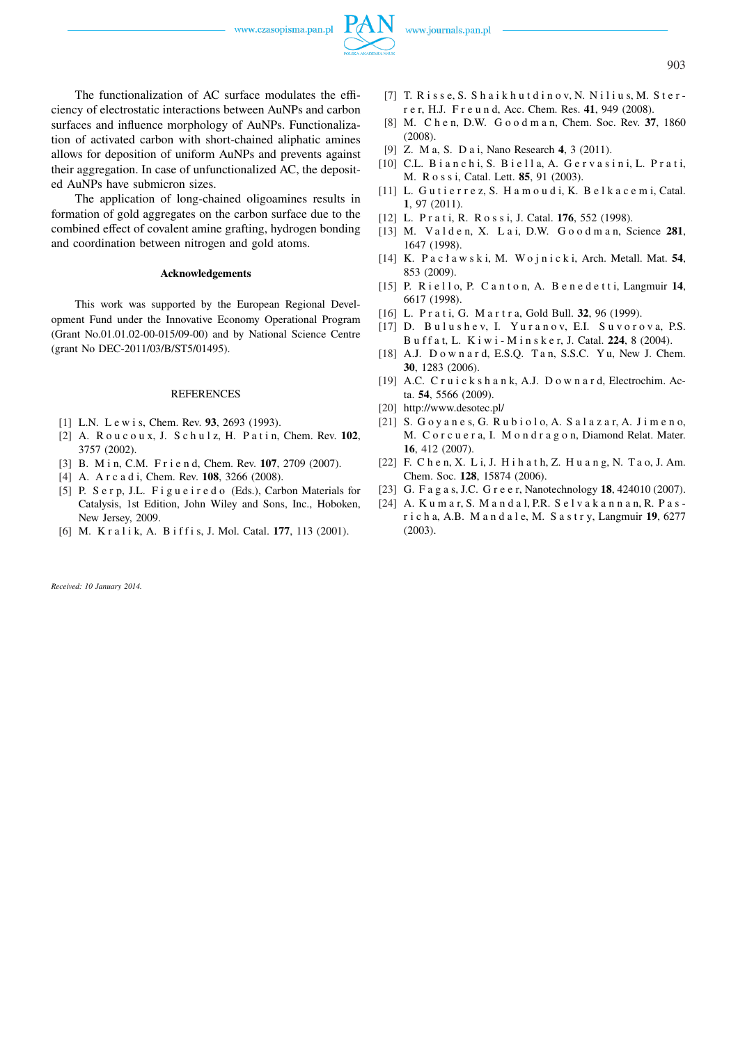The functionalization of AC surface modulates the efficiency of electrostatic interactions between AuNPs and carbon surfaces and influence morphology of AuNPs. Functionalization of activated carbon with short-chained aliphatic amines allows for deposition of uniform AuNPs and prevents against their aggregation. In case of unfunctionalized AC, the deposited AuNPs have submicron sizes.

The application of long-chained oligoamines results in formation of gold aggregates on the carbon surface due to the combined effect of covalent amine grafting, hydrogen bonding and coordination between nitrogen and gold atoms.

### Acknowledgements

This work was supported by the European Regional Development Fund under the Innovative Economy Operational Program (Grant No.01.01.02-00-015/09-00) and by National Science Centre (grant No DEC-2011/03/B/ST5/01495).

## REFERENCES

[1] L.N. Lewis, Chem. Rev. **93**, 2693 (1993).
[2] A. Roucoux, J. Schulz, H. Patin, Chem. Rev. **102**, 3757 (2002).
[3] B. Min, C.M. Friend, Chem. Rev. **107**, 2709 (2007).
[4] A. Arcadi, Chem. Rev. **108**, 3266 (2008).
[5] P. Serp, J.L. Figueiredo (Eds.), Carbon Materials for Catalysis, 1st Edition, John Wiley and Sons, Inc., Hoboken, New Jersey, 2009.
[6] M. Kralik, A. Biffis, J. Mol. Catal. **177**, 113 (2001).
[7] T. Risse, S. Shaikhutdinov, N. Nilius, M. Sterrer, H.J. Freund, Acc. Chem. Res. **41**, 949 (2008).
[8] M. Chen, D.W. Goodman, Chem. Soc. Rev. **37**, 1860 (2008).
[9] Z. Ma, S. Dai, Nano Research **4**, 3 (2011).
[10] C.L. Bianchi, S. Biella, A. Gervasini, L. Prati, M. Rossi, Catal. Lett. **85**, 91 (2003).
[11] L. Gutierrez, S. Hamoudi, K. Belkacemi, Catal. **1**, 97 (2011).
[12] L. Prati, R. Rossi, J. Catal. **176**, 552 (1998).
[13] M. Valden, X. Lai, D.W. Goodman, Science **281**, 1647 (1998).
[14] K. Pacławski, M. Wojnicki, Arch. Metall. Mat. **54**, 853 (2009).
[15] P. Riello, P. Canton, A. Benedetti, Langmuir **14**, 6617 (1998).
[16] L. Prati, G. Martra, Gold Bull. **32**, 96 (1999).
[17] D. Bulushev, I. Yuranov, E.I. Suvorova, P.S. Buffat, L. Kiwi-Minsker, J. Catal. **224**, 8 (2004).
[18] A.J. Downard, E.S.Q. Tan, S.S.C. Yu, New J. Chem. **30**, 1283 (2006).
[19] A.C. Cruickshank, A.J. Downard, Electrochim. Acta. **54**, 5566 (2009).
[20] http://www.desotec.pl/
[21] S. Goyanes, G. Rubiolo, A. Salazar, A. Jimeno, M. Corcuera, I. Mondragon, Diamond Relat. Mater. **16**, 412 (2007).
[22] F. Chen, X. Li, J. Hihath, Z. Huang, N. Tao, J. Am. Chem. Soc. **128**, 15874 (2006).
[23] G. Fagas, J.C. Greer, Nanotechnology **18**, 424010 (2007).
[24] A. Kumar, S. Mandal, P.R. Selvakannan, R. Pasricha, A.B. Mandale, M. Sastry, Langmuir **19**, 6277 (2003).

*Received: 10 January 2014.*